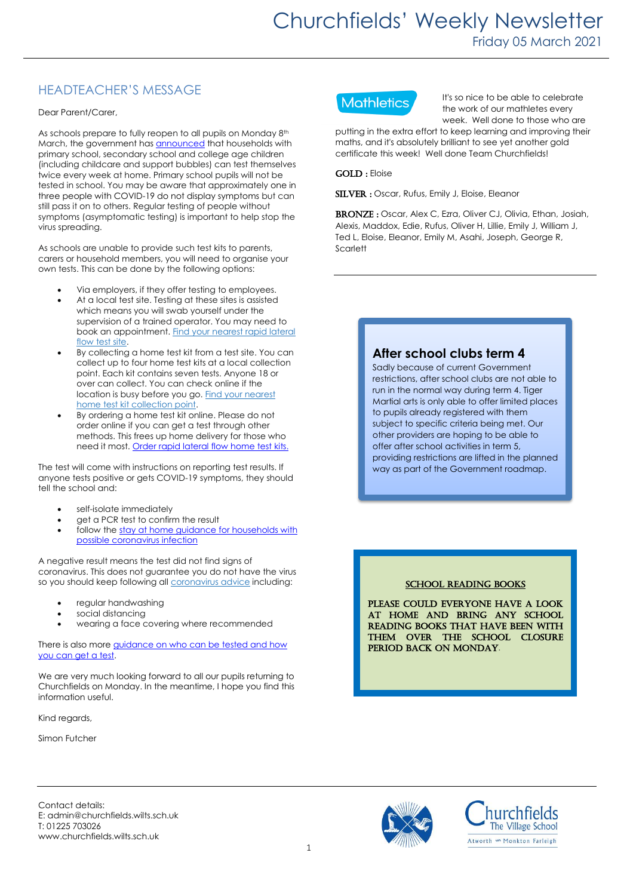# Churchfields' Weekly Newsletter

Friday 05 March 2021

## HEADTEACHER'S MESSAGE

Dear Parent/Carer,

As schools prepare to fully reopen to all pupils on Monday 8th March, the government has announced that households with primary school, secondary school and college age children (including childcare and support bubbles) can test themselves twice every week at home. Primary school pupils will not be tested in school. You may be aware that approximately one in three people with COVID-19 do not display symptoms but can still pass it on to others. Regular testing of people without symptoms (asymptomatic testing) is important to help stop the virus spreading.

As schools are unable to provide such test kits to parents, carers or household members, you will need to organise your own tests. This can be done by the following options:

- Via employers, if they offer testing to employees.
- At a local test site. Testing at these sites is assisted which means you will swab yourself under the supervision of a trained operator. You may need to book an appointment. Find your nearest rapid lateral flow test site.
- By collecting a home test kit from a test site. You can collect up to four home test kits at a local collection point. Each kit contains seven tests. Anyone 18 or over can collect. You can check online if the location is busy before you go. Find your nearest home test kit collection point.
- By ordering a home test kit online. Please do not order online if you can get a test through other methods. This frees up home delivery for those who need it most. Order rapid lateral flow home test kits.

The test will come with instructions on reporting test results. If anyone tests positive or gets COVID-19 symptoms, they should tell the school and:

- self-isolate immediately
- get a PCR test to confirm the result
- follow the stay at home guidance for households with possible coronavirus infection

A negative result means the test did not find signs of coronavirus. This does not guarantee you do not have the virus so you should keep following all coronavirus advice including:

- regular handwashing
- social distancing
- wearing a face covering where recommended

There is also more guidance on who can be tested and how you can get a test.

We are very much looking forward to all our pupils returning to Churchfields on Monday. In the meantime, I hope you find this information useful.

Kind regards,

Simon Futcher

## Mathletics

It's so nice to be able to celebrate the work of our mathletes every week. Well done to those who are putting in the extra effort to keep learning and improving their maths, and it's absolutely brilliant to see yet another gold certificate this week! Well done Team Churchfields!

**GOLD :** Eloise

**SILVER :** Oscar, Rufus, Emily J, Eloise, Eleanor

**BRONZE :** Oscar, Alex C, Ezra, Oliver CJ, Olivia, Ethan, Josiah, Alexis, Maddox, Edie, Rufus, Oliver H, Lillie, Emily J, William J, Ted L, Eloise, Eleanor, Emily M, Asahi, Joseph, George R, Scarlett

## After school clubs term 4

Sadly because of current Government restrictions, after school clubs are not able to run in the normal way during term 4. Tiger Martial arts is only able to offer limited places to pupils already registered with them subject to specific criteria being met. Our other providers are hoping to be able to offer after school activities in term 5, providing restrictions are lifted in the planned way as part of the Government roadmap.

## SCHOOL READING BOOKS

**PLEASE COULD EVERYONE HAVE A LOOK AT HOME AND BRING ANY SCHOOL READING BOOKS THAT HAVE BEEN WITH THEM OVER THE SCHOOL CLOSURE PERIOD BACK ON MONDAY.**

Contact details:
E: admin@churchfields.wilts.sch.uk
T: 01225 703026
www.churchfields.wilts.sch.uk

Churchfields The Village School
Atworth with Monkton Farleigh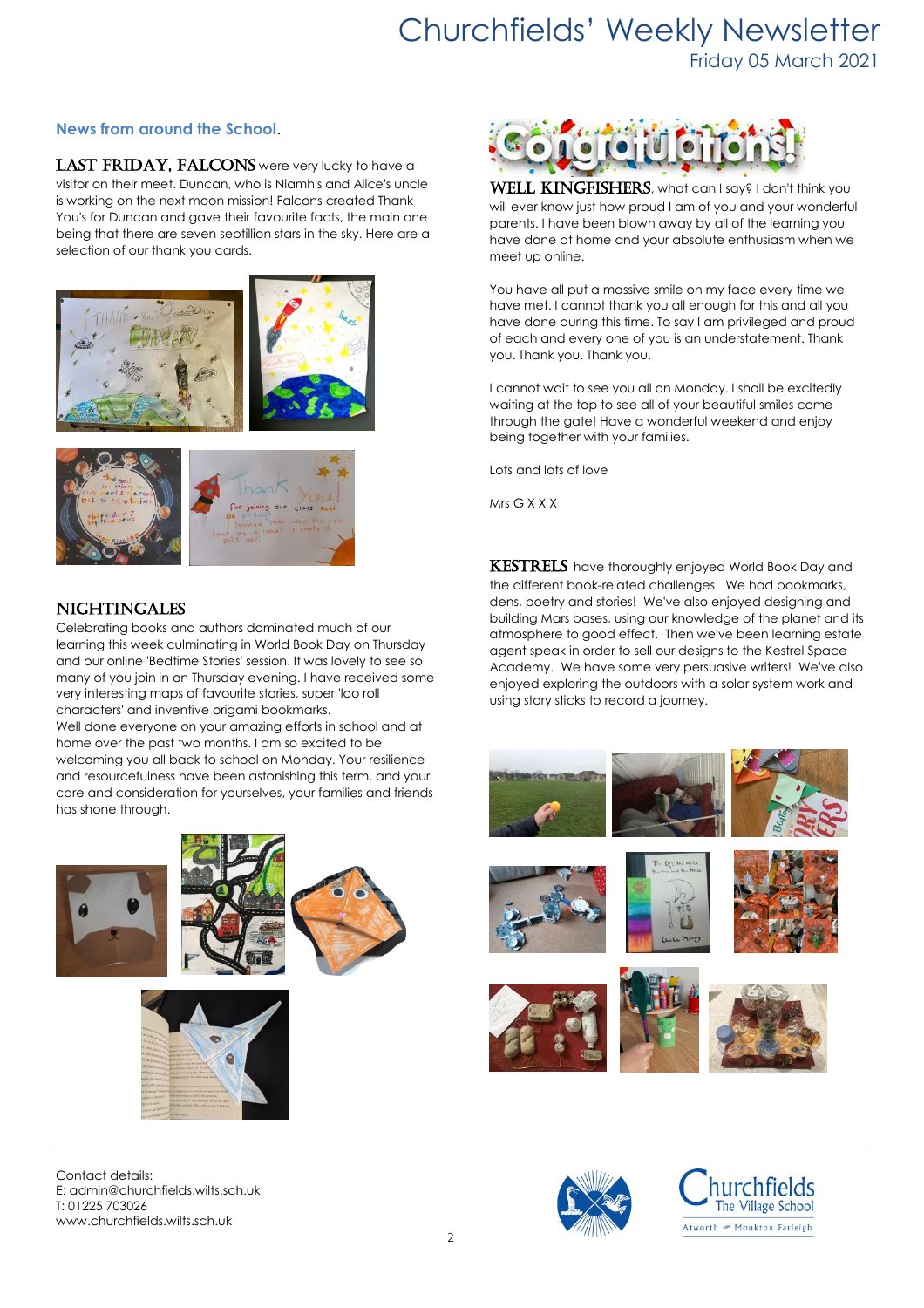# Churchfields' Weekly Newsletter

Friday 05 March 2021

## News from around the School.

**LAST FRIDAY, FALCONS** were very lucky to have a visitor on their meet. Duncan, who is Niamh's and Alice's uncle is working on the next moon mission! Falcons created Thank You's for Duncan and gave their favourite facts, the main one being that there are seven septillion stars in the sky. Here are a selection of our thank you cards.

### NIGHTINGALES

Celebrating books and authors dominated much of our learning this week culminating in World Book Day on Thursday and our online 'Bedtime Stories' session. It was lovely to see so many of you join in on Thursday evening. I have received some very interesting maps of favourite stories, super 'loo roll characters' and inventive origami bookmarks.

Well done everyone on your amazing efforts in school and at home over the past two months. I am so excited to be welcoming you all back to school on Monday. Your resilience and resourcefulness have been astonishing this term, and your care and consideration for yourselves, your families and friends has shone through.

**Congratulations!**

**WELL KINGFISHERS**, what can I say? I don't think you will ever know just how proud I am of you and your wonderful parents. I have been blown away by all of the learning you have done at home and your absolute enthusiasm when we meet up online.

You have all put a massive smile on my face every time we have met. I cannot thank you all enough for this and all you have done during this time. To say I am privileged and proud of each and every one of you is an understatement. Thank you. Thank you. Thank you.

I cannot wait to see you all on Monday. I shall be excitedly waiting at the top to see all of your beautiful smiles come through the gate! Have a wonderful weekend and enjoy being together with your families.

Lots and lots of love

Mrs G X X X

**KESTRELS** have thoroughly enjoyed World Book Day and the different book-related challenges. We had bookmarks, dens, poetry and stories! We've also enjoyed designing and building Mars bases, using our knowledge of the planet and its atmosphere to good effect. Then we've been learning estate agent speak in order to sell our designs to the Kestrel Space Academy. We have some very persuasive writers! We've also enjoyed exploring the outdoors with a solar system work and using story sticks to record a journey.

Contact details:
E: admin@churchfields.wilts.sch.uk
T: 01225 703026
www.churchfields.wilts.sch.uk

Churchfields The Village School
Atworth Monkton Farleigh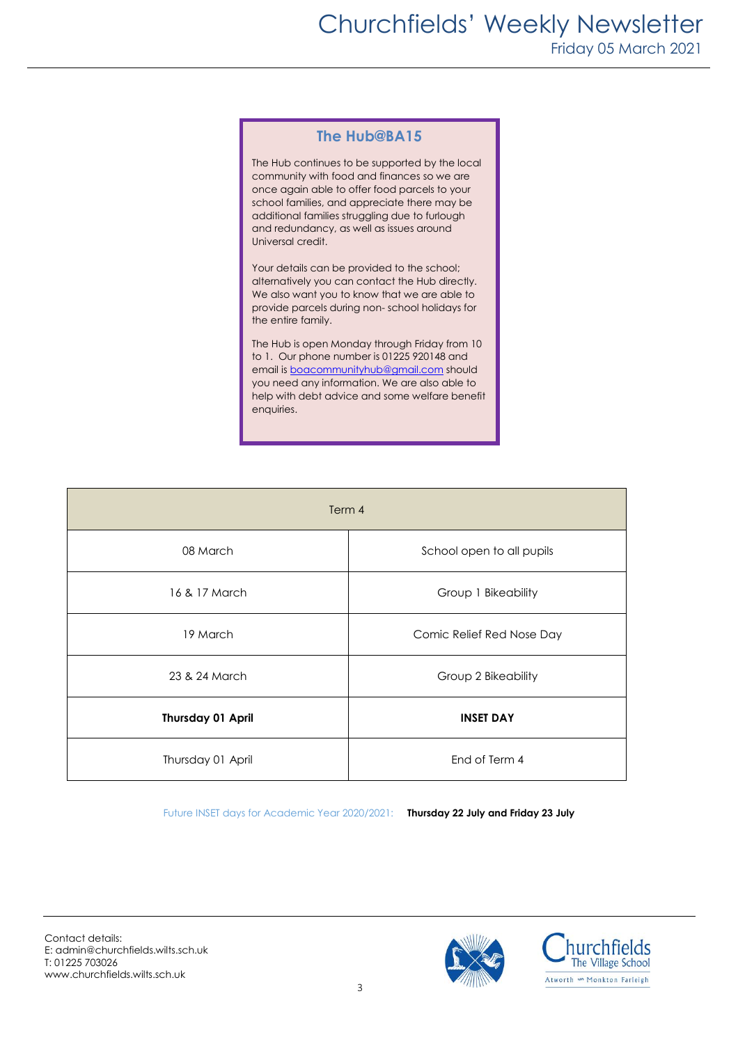## The Hub@BA15

The Hub continues to be supported by the local community with food and finances so we are once again able to offer food parcels to your school families, and appreciate there may be additional families struggling due to furlough and redundancy, as well as issues around Universal credit.

Your details can be provided to the school; alternatively you can contact the Hub directly. We also want you to know that we are able to provide parcels during non- school holidays for the entire family.

The Hub is open Monday through Friday from 10 to 1. Our phone number is 01225 920148 and email is boacommunityhub@gmail.com should you need any information. We are also able to help with debt advice and some welfare benefit enquiries.

| Term 4 | |
|---|---|
| 08 March | School open to all pupils |
| 16 & 17 March | Group 1 Bikeability |
| 19 March | Comic Relief Red Nose Day |
| 23 & 24 March | Group 2 Bikeability |
| **Thursday 01 April** | **INSET DAY** |
| Thursday 01 April | End of Term 4 |

Future INSET days for Academic Year 2020/2021: **Thursday 22 July and Friday 23 July**

Contact details:
E: admin@churchfields.wilts.sch.uk
T: 01225 703026
www.churchfields.wilts.sch.uk